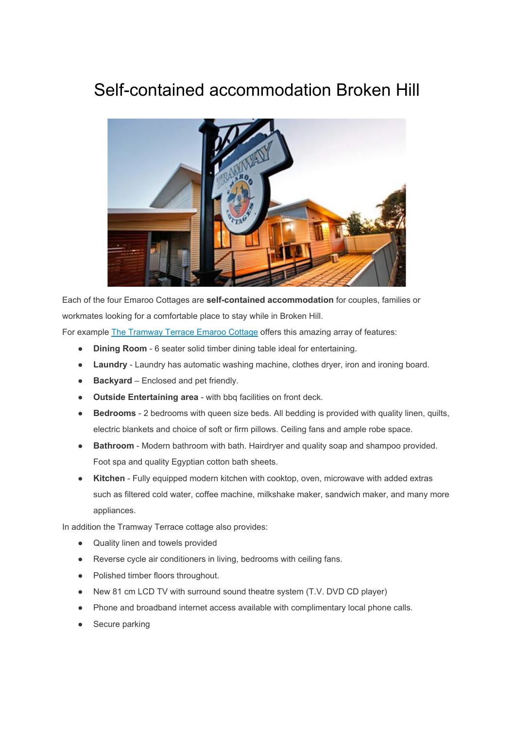# Self-contained accommodation Broken Hill

Each of the four Emaroo Cottages are **self-contained accommodation** for couples, families or workmates looking for a comfortable place to stay while in Broken Hill.

For example [The Tramway Terrace Emaroo Cottage]() offers this amazing array of features:

- **Dining Room** - 6 seater solid timber dining table ideal for entertaining.
- **Laundry** - Laundry has automatic washing machine, clothes dryer, iron and ironing board.
- **Backyard** – Enclosed and pet friendly.
- **Outside Entertaining area** - with bbq facilities on front deck.
- **Bedrooms** - 2 bedrooms with queen size beds. All bedding is provided with quality linen, quilts, electric blankets and choice of soft or firm pillows. Ceiling fans and ample robe space.
- **Bathroom** - Modern bathroom with bath. Hairdryer and quality soap and shampoo provided. Foot spa and quality Egyptian cotton bath sheets.
- **Kitchen** - Fully equipped modern kitchen with cooktop, oven, microwave with added extras such as filtered cold water, coffee machine, milkshake maker, sandwich maker, and many more appliances.

In addition the Tramway Terrace cottage also provides:

- Quality linen and towels provided
- Reverse cycle air conditioners in living, bedrooms with ceiling fans.
- Polished timber floors throughout.
- New 81 cm LCD TV with surround sound theatre system (T.V. DVD CD player)
- Phone and broadband internet access available with complimentary local phone calls.
- Secure parking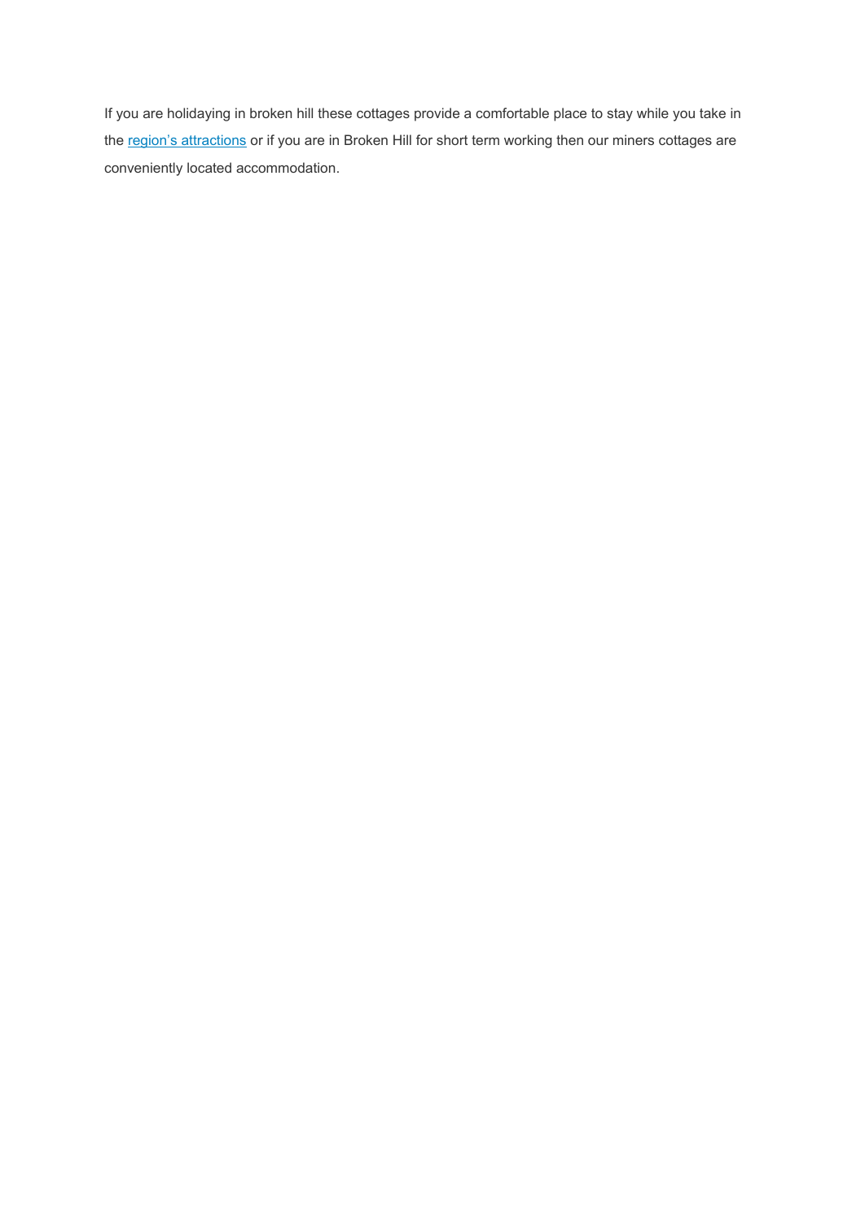If you are holidaying in broken hill these cottages provide a comfortable place to stay while you take in the region's attractions or if you are in Broken Hill for short term working then our miners cottages are conveniently located accommodation.